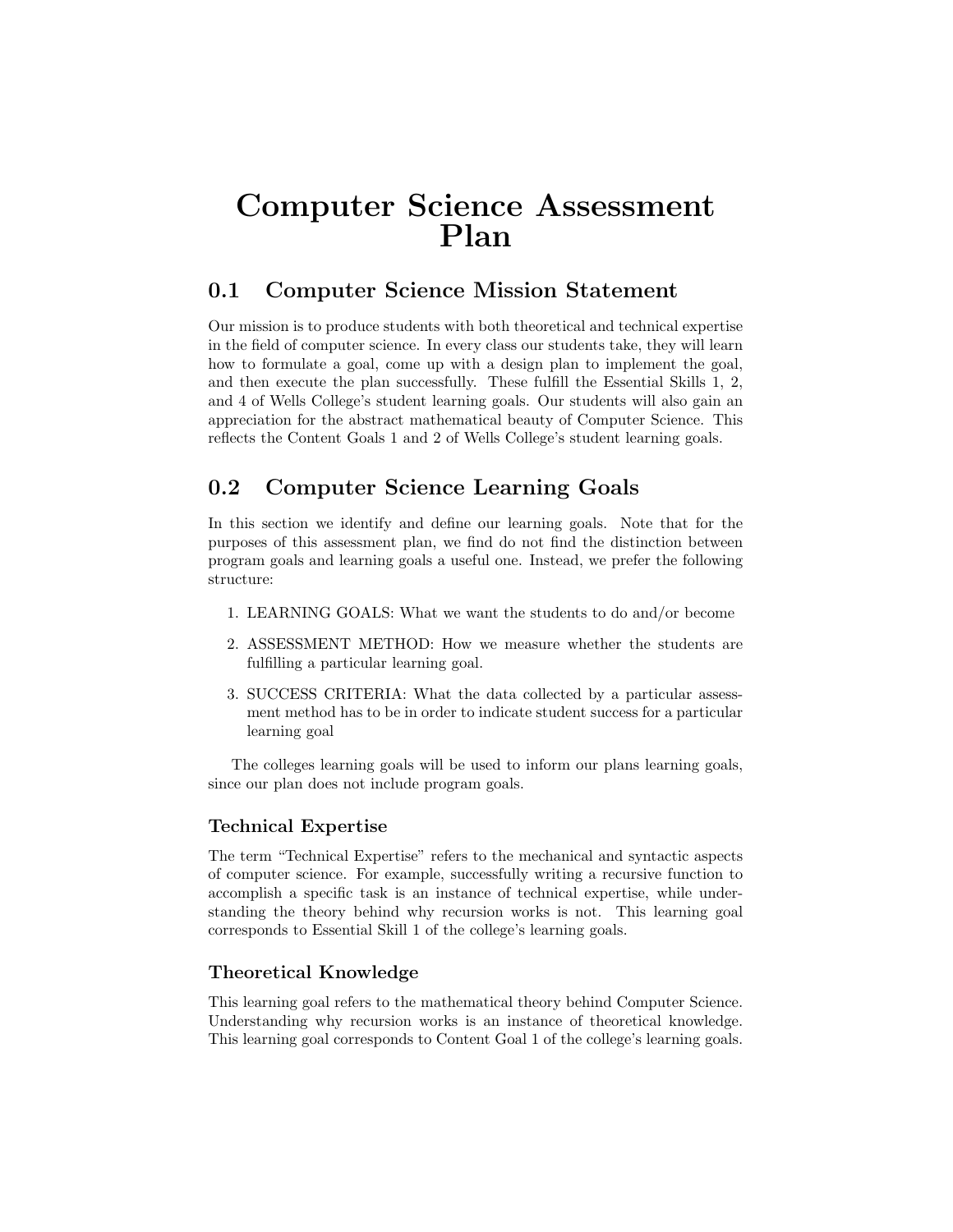# Computer Science Assessment Plan

## 0.1 Computer Science Mission Statement

Our mission is to produce students with both theoretical and technical expertise in the field of computer science. In every class our students take, they will learn how to formulate a goal, come up with a design plan to implement the goal, and then execute the plan successfully. These fulfill the Essential Skills 1, 2, and 4 of Wells College's student learning goals. Our students will also gain an appreciation for the abstract mathematical beauty of Computer Science. This reflects the Content Goals 1 and 2 of Wells College's student learning goals.

## 0.2 Computer Science Learning Goals

In this section we identify and define our learning goals. Note that for the purposes of this assessment plan, we find do not find the distinction between program goals and learning goals a useful one. Instead, we prefer the following structure:

1. LEARNING GOALS: What we want the students to do and/or become
2. ASSESSMENT METHOD: How we measure whether the students are fulfilling a particular learning goal.
3. SUCCESS CRITERIA: What the data collected by a particular assessment method has to be in order to indicate student success for a particular learning goal

The colleges learning goals will be used to inform our plans learning goals, since our plan does not include program goals.

### Technical Expertise

The term "Technical Expertise" refers to the mechanical and syntactic aspects of computer science. For example, successfully writing a recursive function to accomplish a specific task is an instance of technical expertise, while understanding the theory behind why recursion works is not. This learning goal corresponds to Essential Skill 1 of the college's learning goals.

### Theoretical Knowledge

This learning goal refers to the mathematical theory behind Computer Science. Understanding why recursion works is an instance of theoretical knowledge. This learning goal corresponds to Content Goal 1 of the college's learning goals.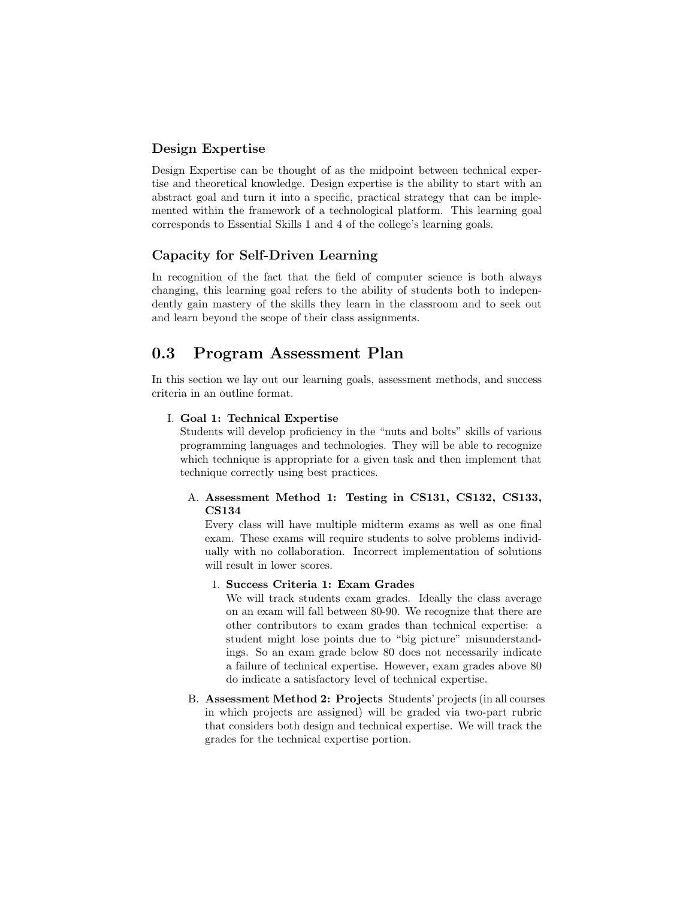### Design Expertise

Design Expertise can be thought of as the midpoint between technical expertise and theoretical knowledge. Design expertise is the ability to start with an abstract goal and turn it into a specific, practical strategy that can be implemented within the framework of a technological platform. This learning goal corresponds to Essential Skills 1 and 4 of the college's learning goals.

### Capacity for Self-Driven Learning

In recognition of the fact that the field of computer science is both always changing, this learning goal refers to the ability of students both to independently gain mastery of the skills they learn in the classroom and to seek out and learn beyond the scope of their class assignments.

## 0.3 Program Assessment Plan

In this section we lay out our learning goals, assessment methods, and success criteria in an outline format.

I. **Goal 1: Technical Expertise**
   Students will develop proficiency in the "nuts and bolts" skills of various programming languages and technologies. They will be able to recognize which technique is appropriate for a given task and then implement that technique correctly using best practices.

   A. **Assessment Method 1: Testing in CS131, CS132, CS133, CS134**
      Every class will have multiple midterm exams as well as one final exam. These exams will require students to solve problems individually with no collaboration. Incorrect implementation of solutions will result in lower scores.

      1. **Success Criteria 1: Exam Grades**
         We will track students exam grades. Ideally the class average on an exam will fall between 80-90. We recognize that there are other contributors to exam grades than technical expertise: a student might lose points due to "big picture" misunderstandings. So an exam grade below 80 does not necessarily indicate a failure of technical expertise. However, exam grades above 80 do indicate a satisfactory level of technical expertise.

   B. **Assessment Method 2: Projects** Students' projects (in all courses in which projects are assigned) will be graded via two-part rubric that considers both design and technical expertise. We will track the grades for the technical expertise portion.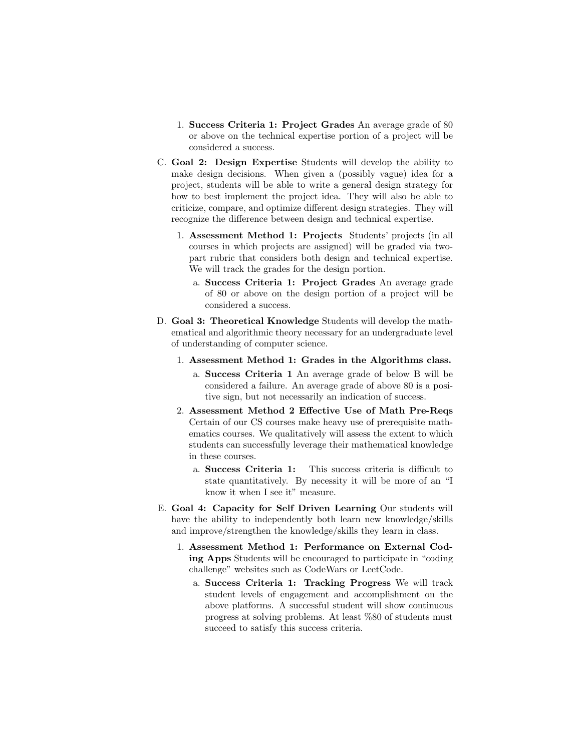1. **Success Criteria 1: Project Grades** An average grade of 80 or above on the technical expertise portion of a project will be considered a success.

C. **Goal 2: Design Expertise** Students will develop the ability to make design decisions. When given a (possibly vague) idea for a project, students will be able to write a general design strategy for how to best implement the project idea. They will also be able to criticize, compare, and optimize different design strategies. They will recognize the difference between design and technical expertise.

   1. **Assessment Method 1: Projects** Students' projects (in all courses in which projects are assigned) will be graded via two-part rubric that considers both design and technical expertise. We will track the grades for the design portion.

      a. **Success Criteria 1: Project Grades** An average grade of 80 or above on the design portion of a project will be considered a success.

D. **Goal 3: Theoretical Knowledge** Students will develop the mathematical and algorithmic theory necessary for an undergraduate level of understanding of computer science.

   1. **Assessment Method 1: Grades in the Algorithms class.**

      a. **Success Criteria 1** An average grade of below B will be considered a failure. An average grade of above 80 is a positive sign, but not necessarily an indication of success.

   2. **Assessment Method 2 Effective Use of Math Pre-Reqs** Certain of our CS courses make heavy use of prerequisite mathematics courses. We qualitatively will assess the extent to which students can successfully leverage their mathematical knowledge in these courses.

      a. **Success Criteria 1:** This success criteria is difficult to state quantitatively. By necessity it will be more of an "I know it when I see it" measure.

E. **Goal 4: Capacity for Self Driven Learning** Our students will have the ability to independently both learn new knowledge/skills and improve/strengthen the knowledge/skills they learn in class.

   1. **Assessment Method 1: Performance on External Coding Apps** Students will be encouraged to participate in "coding challenge" websites such as CodeWars or LeetCode.

      a. **Success Criteria 1: Tracking Progress** We will track student levels of engagement and accomplishment on the above platforms. A successful student will show continuous progress at solving problems. At least %80 of students must succeed to satisfy this success criteria.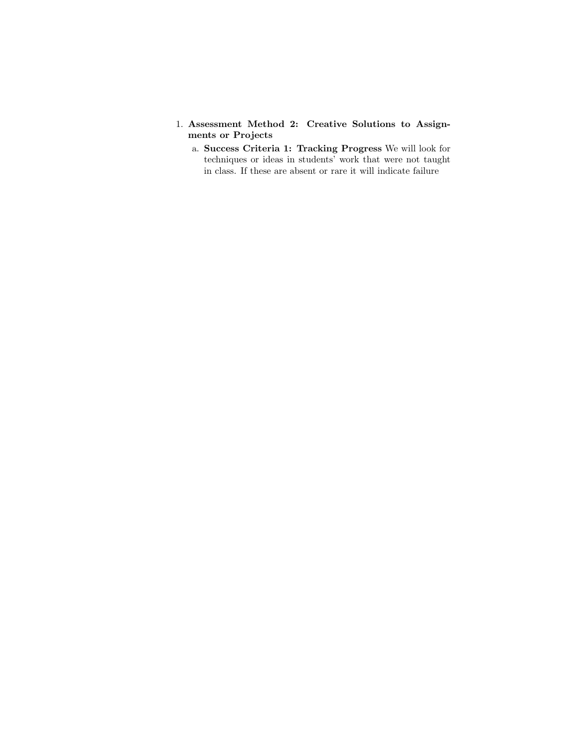1. **Assessment Method 2: Creative Solutions to Assignments or Projects**
   a. **Success Criteria 1: Tracking Progress** We will look for techniques or ideas in students' work that were not taught in class. If these are absent or rare it will indicate failure